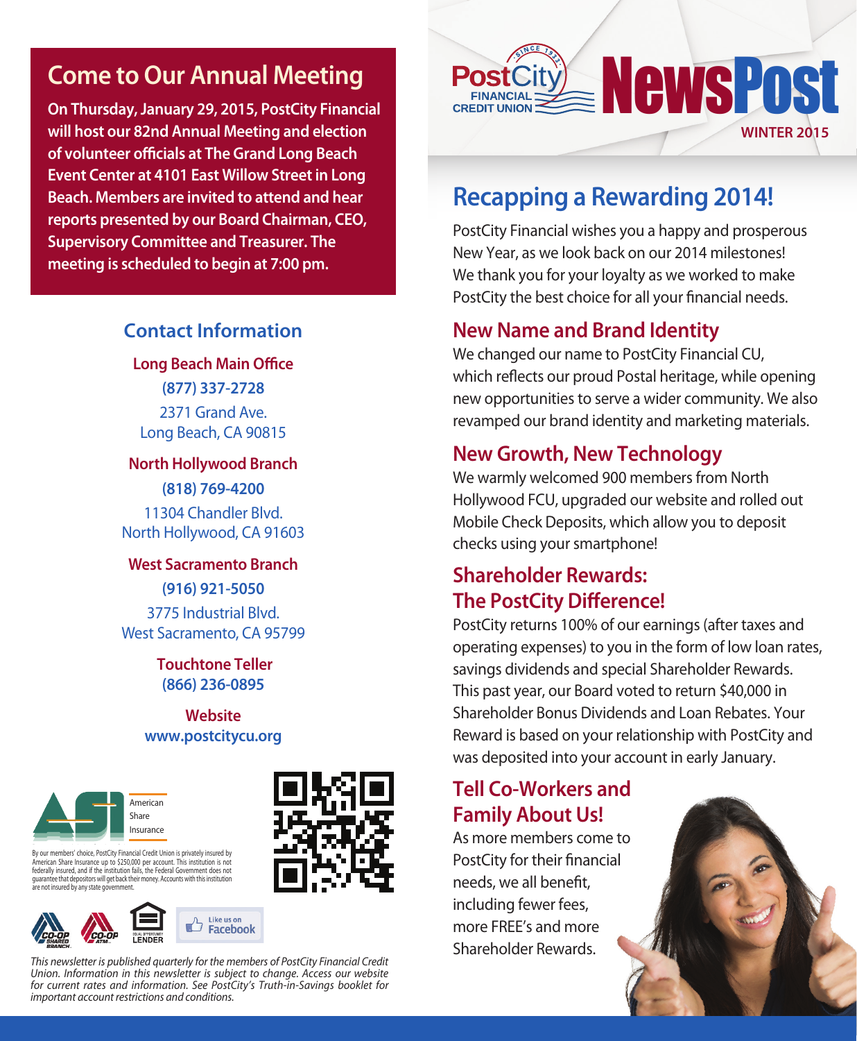# PostCity Financial Credit Union NewsPost

WINTER 2015

## Come to Our Annual Meeting

**On Thursday, January 29, 2015, PostCity Financial will host our 82nd Annual Meeting and election of volunteer officials at The Grand Long Beach Event Center at 4101 East Willow Street in Long Beach. Members are invited to attend and hear reports presented by our Board Chairman, CEO, Supervisory Committee and Treasurer. The meeting is scheduled to begin at 7:00 pm.**

## Contact Information

**Long Beach Main Office**
**(877) 337-2728**
2371 Grand Ave.
Long Beach, CA 90815

**North Hollywood Branch**
**(818) 769-4200**
11304 Chandler Blvd.
North Hollywood, CA 91603

**West Sacramento Branch**
**(916) 921-5050**
3775 Industrial Blvd.
West Sacramento, CA 95799

**Touchtone Teller**
**(866) 236-0895**

**Website**
**www.postcitycu.org**

American Share Insurance

By our members' choice, PostCity Financial Credit Union is privately insured by American Share Insurance up to $250,000 per account. This institution is not federally insured, and if the institution fails, the Federal Government does not guarantee that depositors will get back their money. Accounts with this institution are not insured by any state government.

CO-OP Shared Branch · CO-OP ATM · Equal Opportunity Lender · Like us on Facebook

*This newsletter is published quarterly for the members of PostCity Financial Credit Union. Information in this newsletter is subject to change. Access our website for current rates and information. See PostCity's Truth-in-Savings booklet for important account restrictions and conditions.*

## Recapping a Rewarding 2014!

PostCity Financial wishes you a happy and prosperous New Year, as we look back on our 2014 milestones! We thank you for your loyalty as we worked to make PostCity the best choice for all your financial needs.

### New Name and Brand Identity

We changed our name to PostCity Financial CU, which reflects our proud Postal heritage, while opening new opportunities to serve a wider community. We also revamped our brand identity and marketing materials.

### New Growth, New Technology

We warmly welcomed 900 members from North Hollywood FCU, upgraded our website and rolled out Mobile Check Deposits, which allow you to deposit checks using your smartphone!

### Shareholder Rewards: The PostCity Difference!

PostCity returns 100% of our earnings (after taxes and operating expenses) to you in the form of low loan rates, savings dividends and special Shareholder Rewards. This past year, our Board voted to return $40,000 in Shareholder Bonus Dividends and Loan Rebates. Your Reward is based on your relationship with PostCity and was deposited into your account in early January.

### Tell Co-Workers and Family About Us!

As more members come to PostCity for their financial needs, we all benefit, including fewer fees, more FREE's and more Shareholder Rewards.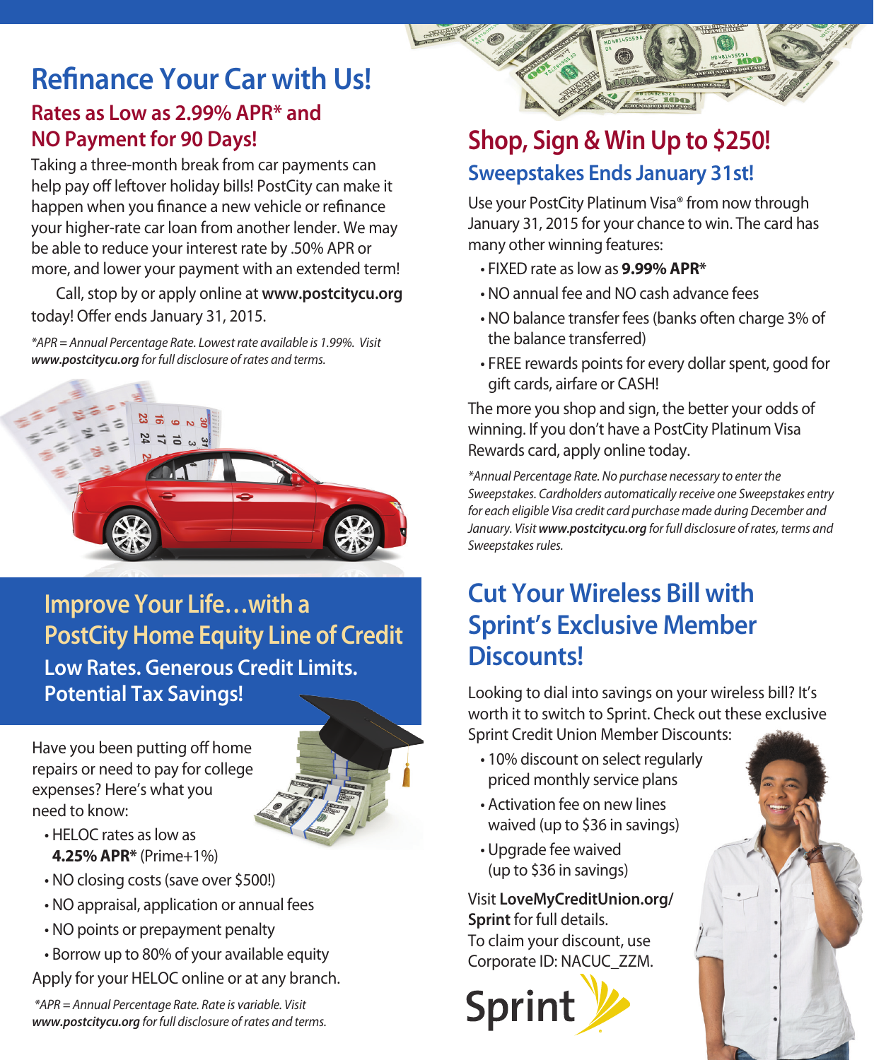# Refinance Your Car with Us!

## Rates as Low as 2.99% APR* and NO Payment for 90 Days!

Taking a three-month break from car payments can help pay off leftover holiday bills! PostCity can make it happen when you finance a new vehicle or refinance your higher-rate car loan from another lender. We may be able to reduce your interest rate by .50% APR or more, and lower your payment with an extended term!

Call, stop by or apply online at **www.postcitycu.org** today! Offer ends January 31, 2015.

*\*APR = Annual Percentage Rate. Lowest rate available is 1.99%. Visit **www.postcitycu.org** for full disclosure of rates and terms.*

# Improve Your Life…with a PostCity Home Equity Line of Credit

## Low Rates. Generous Credit Limits. Potential Tax Savings!

Have you been putting off home repairs or need to pay for college expenses? Here's what you need to know:

- HELOC rates as low as **4.25% APR*** (Prime+1%)
- NO closing costs (save over $500!)
- NO appraisal, application or annual fees
- NO points or prepayment penalty
- Borrow up to 80% of your available equity

Apply for your HELOC online or at any branch.

*\*APR = Annual Percentage Rate. Rate is variable. Visit **www.postcitycu.org** for full disclosure of rates and terms.*

# Shop, Sign & Win Up to $250!

## Sweepstakes Ends January 31st!

Use your PostCity Platinum Visa® from now through January 31, 2015 for your chance to win. The card has many other winning features:

- FIXED rate as low as **9.99% APR***
- NO annual fee and NO cash advance fees
- NO balance transfer fees (banks often charge 3% of the balance transferred)
- FREE rewards points for every dollar spent, good for gift cards, airfare or CASH!

The more you shop and sign, the better your odds of winning. If you don't have a PostCity Platinum Visa Rewards card, apply online today.

*\*Annual Percentage Rate. No purchase necessary to enter the Sweepstakes. Cardholders automatically receive one Sweepstakes entry for each eligible Visa credit card purchase made during December and January. Visit **www.postcitycu.org** for full disclosure of rates, terms and Sweepstakes rules.*

# Cut Your Wireless Bill with Sprint's Exclusive Member Discounts!

Looking to dial into savings on your wireless bill? It's worth it to switch to Sprint. Check out these exclusive Sprint Credit Union Member Discounts:

- 10% discount on select regularly priced monthly service plans
- Activation fee on new lines waived (up to $36 in savings)
- Upgrade fee waived (up to $36 in savings)

Visit **LoveMyCreditUnion.org/Sprint** for full details.
To claim your discount, use Corporate ID: NACUC_ZZM.

Sprint